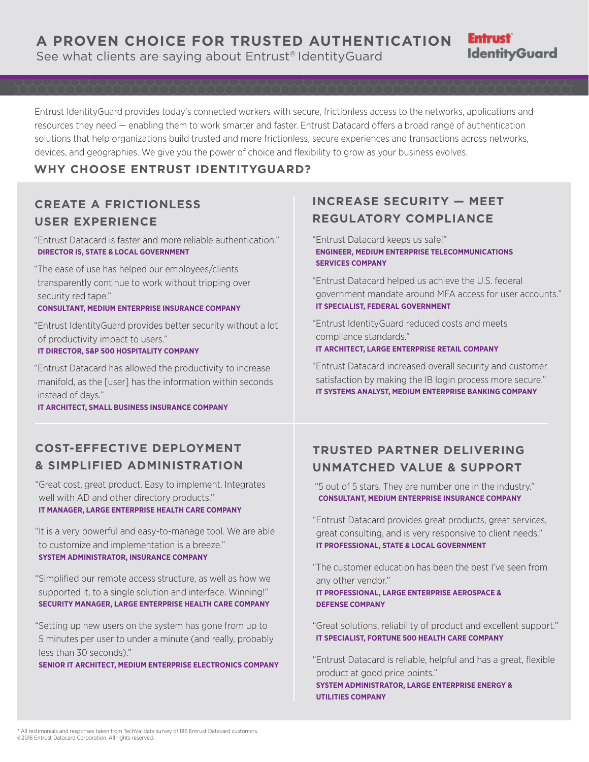# A PROVEN CHOICE FOR TRUSTED AUTHENTICATION

See what clients are saying about Entrust® IdentityGuard

Entrust IdentityGuard

Entrust IdentityGuard provides today's connected workers with secure, frictionless access to the networks, applications and resources they need — enabling them to work smarter and faster. Entrust Datacard offers a broad range of authentication solutions that help organizations build trusted and more frictionless, secure experiences and transactions across networks, devices, and geographies. We give you the power of choice and flexibility to grow as your business evolves.

## WHY CHOOSE ENTRUST IDENTITYGUARD?

### CREATE A FRICTIONLESS USER EXPERIENCE

"Entrust Datacard is faster and more reliable authentication."
**DIRECTOR IS, STATE & LOCAL GOVERNMENT**

"The ease of use has helped our employees/clients transparently continue to work without tripping over security red tape."
**CONSULTANT, MEDIUM ENTERPRISE INSURANCE COMPANY**

"Entrust IdentityGuard provides better security without a lot of productivity impact to users."
**IT DIRECTOR, S&P 500 HOSPITALITY COMPANY**

"Entrust Datacard has allowed the productivity to increase manifold, as the [user] has the information within seconds instead of days."
**IT ARCHITECT, SMALL BUSINESS INSURANCE COMPANY**

### INCREASE SECURITY — MEET REGULATORY COMPLIANCE

"Entrust Datacard keeps us safe!"
**ENGINEER, MEDIUM ENTERPRISE TELECOMMUNICATIONS SERVICES COMPANY**

"Entrust Datacard helped us achieve the U.S. federal government mandate around MFA access for user accounts."
**IT SPECIALIST, FEDERAL GOVERNMENT**

"Entrust IdentityGuard reduced costs and meets compliance standards."
**IT ARCHITECT, LARGE ENTERPRISE RETAIL COMPANY**

"Entrust Datacard increased overall security and customer satisfaction by making the IB login process more secure."
**IT SYSTEMS ANALYST, MEDIUM ENTERPRISE BANKING COMPANY**

### COST-EFFECTIVE DEPLOYMENT & SIMPLIFIED ADMINISTRATION

"Great cost, great product. Easy to implement. Integrates well with AD and other directory products."
**IT MANAGER, LARGE ENTERPRISE HEALTH CARE COMPANY**

"It is a very powerful and easy-to-manage tool. We are able to customize and implementation is a breeze."
**SYSTEM ADMINISTRATOR, INSURANCE COMPANY**

"Simplified our remote access structure, as well as how we supported it, to a single solution and interface. Winning!"
**SECURITY MANAGER, LARGE ENTERPRISE HEALTH CARE COMPANY**

"Setting up new users on the system has gone from up to 5 minutes per user to under a minute (and really, probably less than 30 seconds)."
**SENIOR IT ARCHITECT, MEDIUM ENTERPRISE ELECTRONICS COMPANY**

### TRUSTED PARTNER DELIVERING UNMATCHED VALUE & SUPPORT

"5 out of 5 stars. They are number one in the industry."
**CONSULTANT, MEDIUM ENTERPRISE INSURANCE COMPANY**

"Entrust Datacard provides great products, great services, great consulting, and is very responsive to client needs."
**IT PROFESSIONAL, STATE & LOCAL GOVERNMENT**

"The customer education has been the best I've seen from any other vendor."
**IT PROFESSIONAL, LARGE ENTERPRISE AEROSPACE & DEFENSE COMPANY**

"Great solutions, reliability of product and excellent support."
**IT SPECIALIST, FORTUNE 500 HEALTH CARE COMPANY**

"Entrust Datacard is reliable, helpful and has a great, flexible product at good price points."
**SYSTEM ADMINISTRATOR, LARGE ENTERPRISE ENERGY & UTILITIES COMPANY**

* All testimonials and responses taken from TechValidate survey of 186 Entrust Datacard customers.
©2016 Entrust Datacard Corporation. All rights reserved.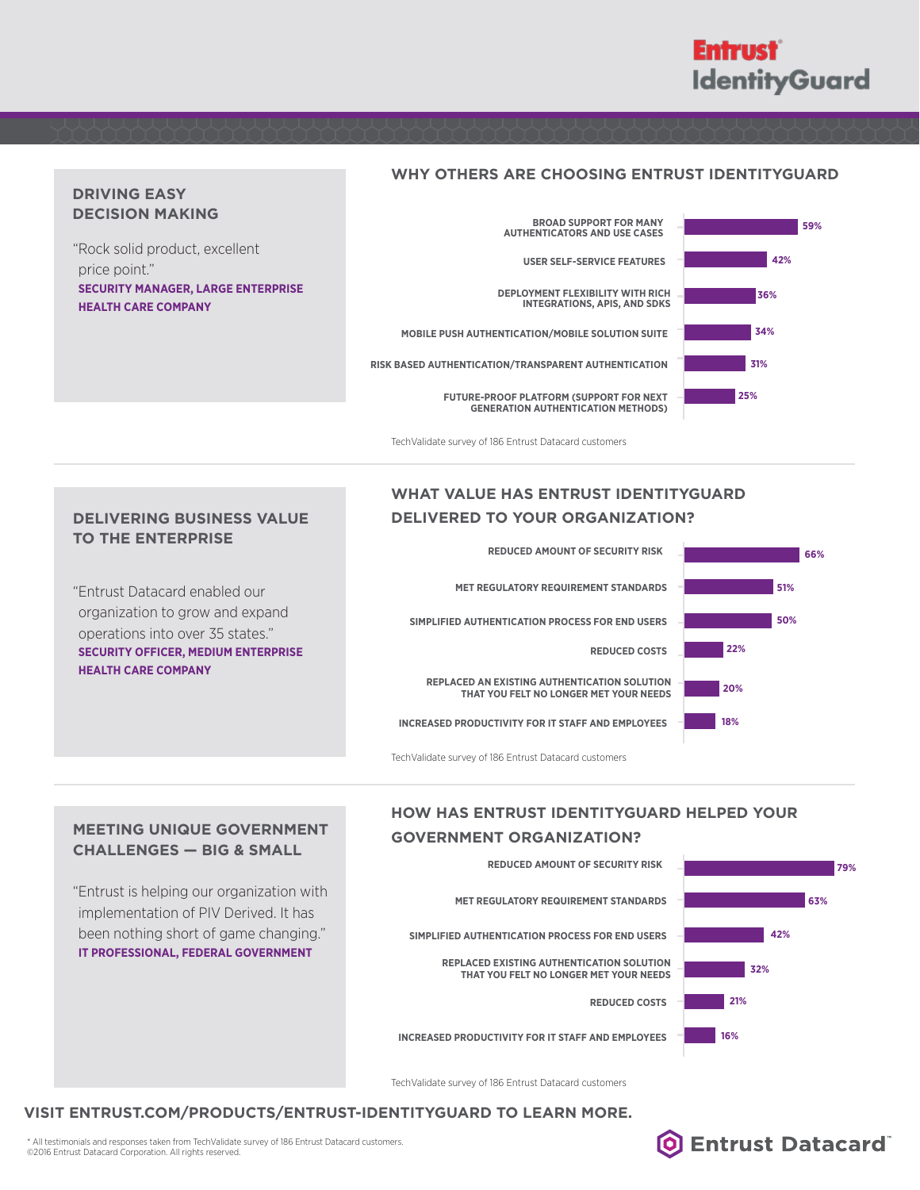# Entrust IdentityGuard

## DRIVING EASY DECISION MAKING

"Rock solid product, excellent price point."

**SECURITY MANAGER, LARGE ENTERPRISE HEALTH CARE COMPANY**

### WHY OTHERS ARE CHOOSING ENTRUST IDENTITYGUARD

BROAD SUPPORT FOR MANY AUTHENTICATORS AND USE CASES 59%

USER SELF-SERVICE FEATURES 42%

DEPLOYMENT FLEXIBILITY WITH RICH INTEGRATIONS, APIS, AND SDKS 36%

MOBILE PUSH AUTHENTICATION/MOBILE SOLUTION SUITE 34%

RISK BASED AUTHENTICATION/TRANSPARENT AUTHENTICATION 31%

FUTURE-PROOF PLATFORM (SUPPORT FOR NEXT GENERATION AUTHENTICATION METHODS) 25%

TechValidate survey of 186 Entrust Datacard customers

## DELIVERING BUSINESS VALUE TO THE ENTERPRISE

"Entrust Datacard enabled our organization to grow and expand operations into over 35 states."

**SECURITY OFFICER, MEDIUM ENTERPRISE HEALTH CARE COMPANY**

### WHAT VALUE HAS ENTRUST IDENTITYGUARD DELIVERED TO YOUR ORGANIZATION?

REDUCED AMOUNT OF SECURITY RISK 66%

MET REGULATORY REQUIREMENT STANDARDS 51%

SIMPLIFIED AUTHENTICATION PROCESS FOR END USERS 50%

REDUCED COSTS 22%

REPLACED AN EXISTING AUTHENTICATION SOLUTION THAT YOU FELT NO LONGER MET YOUR NEEDS 20%

INCREASED PRODUCTIVITY FOR IT STAFF AND EMPLOYEES 18%

TechValidate survey of 186 Entrust Datacard customers

## MEETING UNIQUE GOVERNMENT CHALLENGES — BIG & SMALL

"Entrust is helping our organization with implementation of PIV Derived. It has been nothing short of game changing."

**IT PROFESSIONAL, FEDERAL GOVERNMENT**

### HOW HAS ENTRUST IDENTITYGUARD HELPED YOUR GOVERNMENT ORGANIZATION?

REDUCED AMOUNT OF SECURITY RISK 79%

MET REGULATORY REQUIREMENT STANDARDS 63%

SIMPLIFIED AUTHENTICATION PROCESS FOR END USERS 42%

REPLACED EXISTING AUTHENTICATION SOLUTION THAT YOU FELT NO LONGER MET YOUR NEEDS 32%

REDUCED COSTS 21%

INCREASED PRODUCTIVITY FOR IT STAFF AND EMPLOYEES 16%

TechValidate survey of 186 Entrust Datacard customers

**VISIT ENTRUST.COM/PRODUCTS/ENTRUST-IDENTITYGUARD TO LEARN MORE.**

\* All testimonials and responses taken from TechValidate survey of 186 Entrust Datacard customers.
©2016 Entrust Datacard Corporation. All rights reserved.

Entrust Datacard™